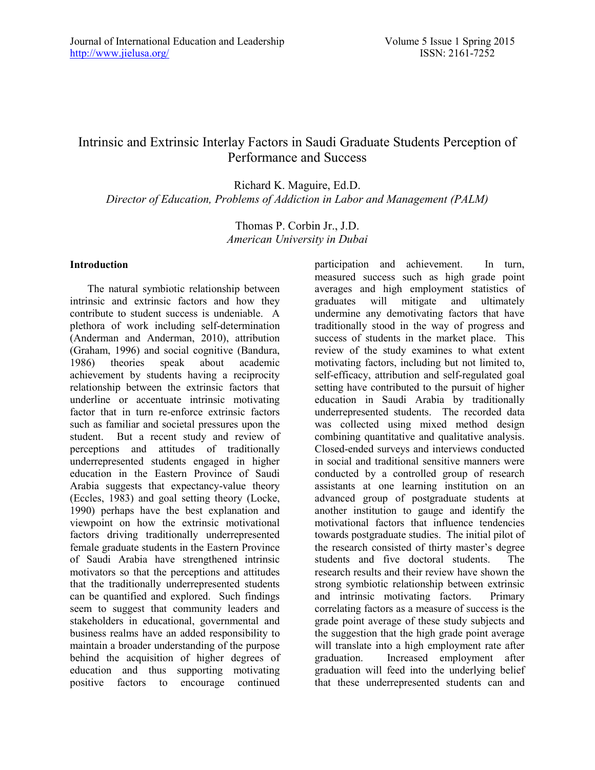# Intrinsic and Extrinsic Interlay Factors in Saudi Graduate Students Perception of Performance and Success

Richard K. Maguire, Ed.D.
*Director of Education, Problems of Addiction in Labor and Management (PALM)*

Thomas P. Corbin Jr., J.D.
*American University in Dubai*

## Introduction

The natural symbiotic relationship between intrinsic and extrinsic factors and how they contribute to student success is undeniable. A plethora of work including self-determination (Anderman and Anderman, 2010), attribution (Graham, 1996) and social cognitive (Bandura, 1986) theories speak about academic achievement by students having a reciprocity relationship between the extrinsic factors that underline or accentuate intrinsic motivating factor that in turn re-enforce extrinsic factors such as familiar and societal pressures upon the student. But a recent study and review of perceptions and attitudes of traditionally underrepresented students engaged in higher education in the Eastern Province of Saudi Arabia suggests that expectancy-value theory (Eccles, 1983) and goal setting theory (Locke, 1990) perhaps have the best explanation and viewpoint on how the extrinsic motivational factors driving traditionally underrepresented female graduate students in the Eastern Province of Saudi Arabia have strengthened intrinsic motivators so that the perceptions and attitudes that the traditionally underrepresented students can be quantified and explored. Such findings seem to suggest that community leaders and stakeholders in educational, governmental and business realms have an added responsibility to maintain a broader understanding of the purpose behind the acquisition of higher degrees of education and thus supporting motivating positive factors to encourage continued participation and achievement. In turn, measured success such as high grade point averages and high employment statistics of graduates will mitigate and ultimately undermine any demotivating factors that have traditionally stood in the way of progress and success of students in the market place. This review of the study examines to what extent motivating factors, including but not limited to, self-efficacy, attribution and self-regulated goal setting have contributed to the pursuit of higher education in Saudi Arabia by traditionally underrepresented students. The recorded data was collected using mixed method design combining quantitative and qualitative analysis. Closed-ended surveys and interviews conducted in social and traditional sensitive manners were conducted by a controlled group of research assistants at one learning institution on an advanced group of postgraduate students at another institution to gauge and identify the motivational factors that influence tendencies towards postgraduate studies. The initial pilot of the research consisted of thirty master's degree students and five doctoral students. The research results and their review have shown the strong symbiotic relationship between extrinsic and intrinsic motivating factors. Primary correlating factors as a measure of success is the grade point average of these study subjects and the suggestion that the high grade point average will translate into a high employment rate after graduation. Increased employment after graduation will feed into the underlying belief that these underrepresented students can and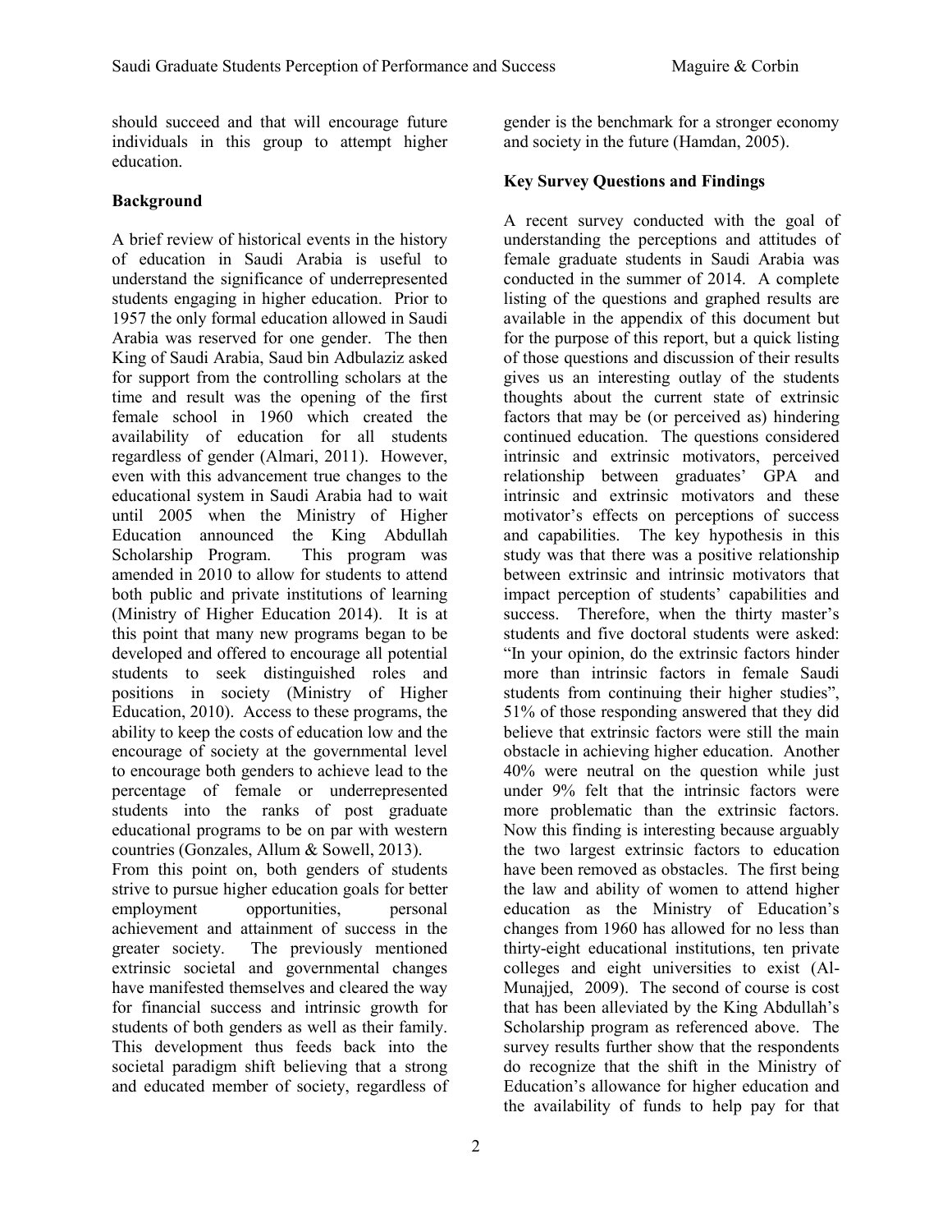should succeed and that will encourage future individuals in this group to attempt higher education.

## Background

A brief review of historical events in the history of education in Saudi Arabia is useful to understand the significance of underrepresented students engaging in higher education. Prior to 1957 the only formal education allowed in Saudi Arabia was reserved for one gender. The then King of Saudi Arabia, Saud bin Adbulaziz asked for support from the controlling scholars at the time and result was the opening of the first female school in 1960 which created the availability of education for all students regardless of gender (Almari, 2011). However, even with this advancement true changes to the educational system in Saudi Arabia had to wait until 2005 when the Ministry of Higher Education announced the King Abdullah Scholarship Program. This program was amended in 2010 to allow for students to attend both public and private institutions of learning (Ministry of Higher Education 2014). It is at this point that many new programs began to be developed and offered to encourage all potential students to seek distinguished roles and positions in society (Ministry of Higher Education, 2010). Access to these programs, the ability to keep the costs of education low and the encourage of society at the governmental level to encourage both genders to achieve lead to the percentage of female or underrepresented students into the ranks of post graduate educational programs to be on par with western countries (Gonzales, Allum & Sowell, 2013).

From this point on, both genders of students strive to pursue higher education goals for better employment opportunities, personal achievement and attainment of success in the greater society. The previously mentioned extrinsic societal and governmental changes have manifested themselves and cleared the way for financial success and intrinsic growth for students of both genders as well as their family. This development thus feeds back into the societal paradigm shift believing that a strong and educated member of society, regardless of gender is the benchmark for a stronger economy and society in the future (Hamdan, 2005).

## Key Survey Questions and Findings

A recent survey conducted with the goal of understanding the perceptions and attitudes of female graduate students in Saudi Arabia was conducted in the summer of 2014. A complete listing of the questions and graphed results are available in the appendix of this document but for the purpose of this report, but a quick listing of those questions and discussion of their results gives us an interesting outlay of the students thoughts about the current state of extrinsic factors that may be (or perceived as) hindering continued education. The questions considered intrinsic and extrinsic motivators, perceived relationship between graduates' GPA and intrinsic and extrinsic motivators and these motivator's effects on perceptions of success and capabilities. The key hypothesis in this study was that there was a positive relationship between extrinsic and intrinsic motivators that impact perception of students' capabilities and success. Therefore, when the thirty master's students and five doctoral students were asked: "In your opinion, do the extrinsic factors hinder more than intrinsic factors in female Saudi students from continuing their higher studies", 51% of those responding answered that they did believe that extrinsic factors were still the main obstacle in achieving higher education. Another 40% were neutral on the question while just under 9% felt that the intrinsic factors were more problematic than the extrinsic factors. Now this finding is interesting because arguably the two largest extrinsic factors to education have been removed as obstacles. The first being the law and ability of women to attend higher education as the Ministry of Education's changes from 1960 has allowed for no less than thirty-eight educational institutions, ten private colleges and eight universities to exist (Al-Munajjed, 2009). The second of course is cost that has been alleviated by the King Abdullah's Scholarship program as referenced above. The survey results further show that the respondents do recognize that the shift in the Ministry of Education's allowance for higher education and the availability of funds to help pay for that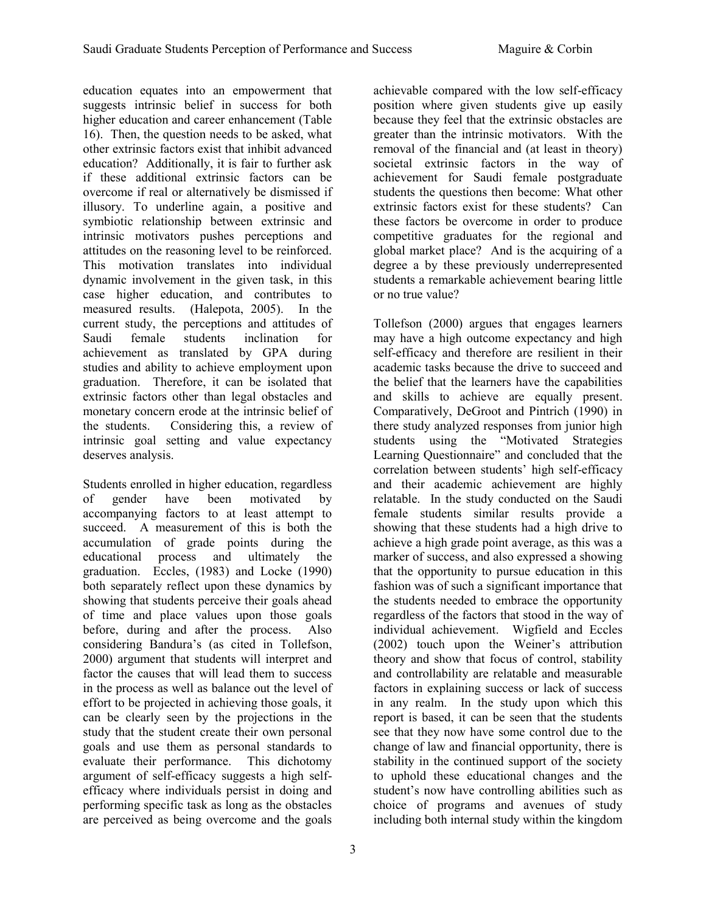education equates into an empowerment that suggests intrinsic belief in success for both higher education and career enhancement (Table 16). Then, the question needs to be asked, what other extrinsic factors exist that inhibit advanced education? Additionally, it is fair to further ask if these additional extrinsic factors can be overcome if real or alternatively be dismissed if illusory. To underline again, a positive and symbiotic relationship between extrinsic and intrinsic motivators pushes perceptions and attitudes on the reasoning level to be reinforced. This motivation translates into individual dynamic involvement in the given task, in this case higher education, and contributes to measured results. (Halepota, 2005). In the current study, the perceptions and attitudes of Saudi female students inclination for achievement as translated by GPA during studies and ability to achieve employment upon graduation. Therefore, it can be isolated that extrinsic factors other than legal obstacles and monetary concern erode at the intrinsic belief of the students. Considering this, a review of intrinsic goal setting and value expectancy deserves analysis.

Students enrolled in higher education, regardless of gender have been motivated by accompanying factors to at least attempt to succeed. A measurement of this is both the accumulation of grade points during the educational process and ultimately the graduation. Eccles, (1983) and Locke (1990) both separately reflect upon these dynamics by showing that students perceive their goals ahead of time and place values upon those goals before, during and after the process. Also considering Bandura's (as cited in Tollefson, 2000) argument that students will interpret and factor the causes that will lead them to success in the process as well as balance out the level of effort to be projected in achieving those goals, it can be clearly seen by the projections in the study that the student create their own personal goals and use them as personal standards to evaluate their performance. This dichotomy argument of self-efficacy suggests a high self-efficacy where individuals persist in doing and performing specific task as long as the obstacles are perceived as being overcome and the goals achievable compared with the low self-efficacy position where given students give up easily because they feel that the extrinsic obstacles are greater than the intrinsic motivators. With the removal of the financial and (at least in theory) societal extrinsic factors in the way of achievement for Saudi female postgraduate students the questions then become: What other extrinsic factors exist for these students? Can these factors be overcome in order to produce competitive graduates for the regional and global market place? And is the acquiring of a degree a by these previously underrepresented students a remarkable achievement bearing little or no true value?

Tollefson (2000) argues that engages learners may have a high outcome expectancy and high self-efficacy and therefore are resilient in their academic tasks because the drive to succeed and the belief that the learners have the capabilities and skills to achieve are equally present. Comparatively, DeGroot and Pintrich (1990) in there study analyzed responses from junior high students using the "Motivated Strategies Learning Questionnaire" and concluded that the correlation between students' high self-efficacy and their academic achievement are highly relatable. In the study conducted on the Saudi female students similar results provide a showing that these students had a high drive to achieve a high grade point average, as this was a marker of success, and also expressed a showing that the opportunity to pursue education in this fashion was of such a significant importance that the students needed to embrace the opportunity regardless of the factors that stood in the way of individual achievement. Wigfield and Eccles (2002) touch upon the Weiner's attribution theory and show that focus of control, stability and controllability are relatable and measurable factors in explaining success or lack of success in any realm. In the study upon which this report is based, it can be seen that the students see that they now have some control due to the change of law and financial opportunity, there is stability in the continued support of the society to uphold these educational changes and the student's now have controlling abilities such as choice of programs and avenues of study including both internal study within the kingdom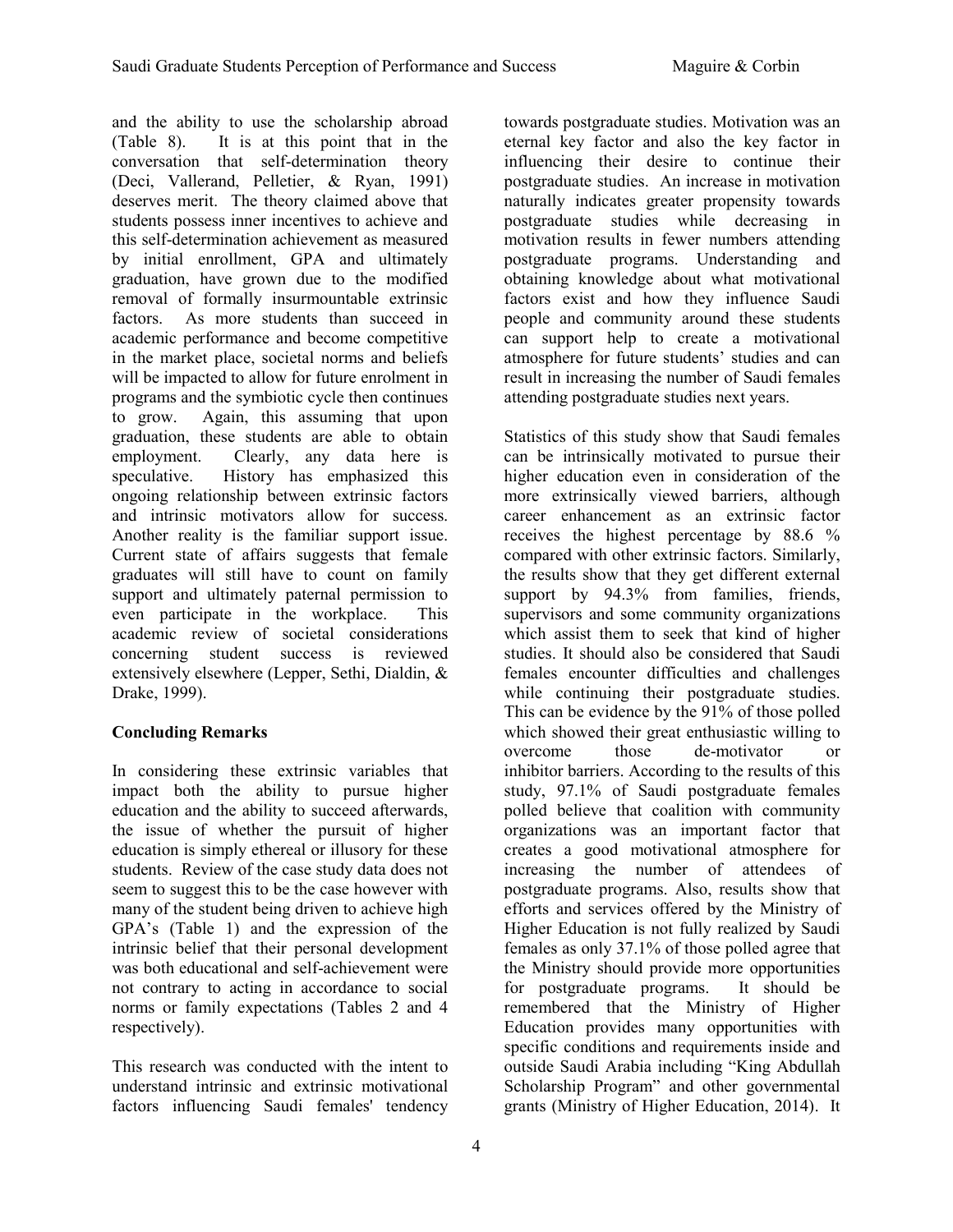and the ability to use the scholarship abroad (Table 8). It is at this point that in the conversation that self-determination theory (Deci, Vallerand, Pelletier, & Ryan, 1991) deserves merit. The theory claimed above that students possess inner incentives to achieve and this self-determination achievement as measured by initial enrollment, GPA and ultimately graduation, have grown due to the modified removal of formally insurmountable extrinsic factors. As more students than succeed in academic performance and become competitive in the market place, societal norms and beliefs will be impacted to allow for future enrolment in programs and the symbiotic cycle then continues to grow. Again, this assuming that upon graduation, these students are able to obtain employment. Clearly, any data here is speculative. History has emphasized this ongoing relationship between extrinsic factors and intrinsic motivators allow for success. Another reality is the familiar support issue. Current state of affairs suggests that female graduates will still have to count on family support and ultimately paternal permission to even participate in the workplace. This academic review of societal considerations concerning student success is reviewed extensively elsewhere (Lepper, Sethi, Dialdin, & Drake, 1999).

## Concluding Remarks

In considering these extrinsic variables that impact both the ability to pursue higher education and the ability to succeed afterwards, the issue of whether the pursuit of higher education is simply ethereal or illusory for these students. Review of the case study data does not seem to suggest this to be the case however with many of the student being driven to achieve high GPA's (Table 1) and the expression of the intrinsic belief that their personal development was both educational and self-achievement were not contrary to acting in accordance to social norms or family expectations (Tables 2 and 4 respectively).

This research was conducted with the intent to understand intrinsic and extrinsic motivational factors influencing Saudi females' tendency towards postgraduate studies. Motivation was an eternal key factor and also the key factor in influencing their desire to continue their postgraduate studies. An increase in motivation naturally indicates greater propensity towards postgraduate studies while decreasing in motivation results in fewer numbers attending postgraduate programs. Understanding and obtaining knowledge about what motivational factors exist and how they influence Saudi people and community around these students can support help to create a motivational atmosphere for future students' studies and can result in increasing the number of Saudi females attending postgraduate studies next years.

Statistics of this study show that Saudi females can be intrinsically motivated to pursue their higher education even in consideration of the more extrinsically viewed barriers, although career enhancement as an extrinsic factor receives the highest percentage by 88.6 % compared with other extrinsic factors. Similarly, the results show that they get different external support by 94.3% from families, friends, supervisors and some community organizations which assist them to seek that kind of higher studies. It should also be considered that Saudi females encounter difficulties and challenges while continuing their postgraduate studies. This can be evidence by the 91% of those polled which showed their great enthusiastic willing to overcome those de-motivator or inhibitor barriers. According to the results of this study, 97.1% of Saudi postgraduate females polled believe that coalition with community organizations was an important factor that creates a good motivational atmosphere for increasing the number of attendees of postgraduate programs. Also, results show that efforts and services offered by the Ministry of Higher Education is not fully realized by Saudi females as only 37.1% of those polled agree that the Ministry should provide more opportunities for postgraduate programs. It should be remembered that the Ministry of Higher Education provides many opportunities with specific conditions and requirements inside and outside Saudi Arabia including "King Abdullah Scholarship Program" and other governmental grants (Ministry of Higher Education, 2014). It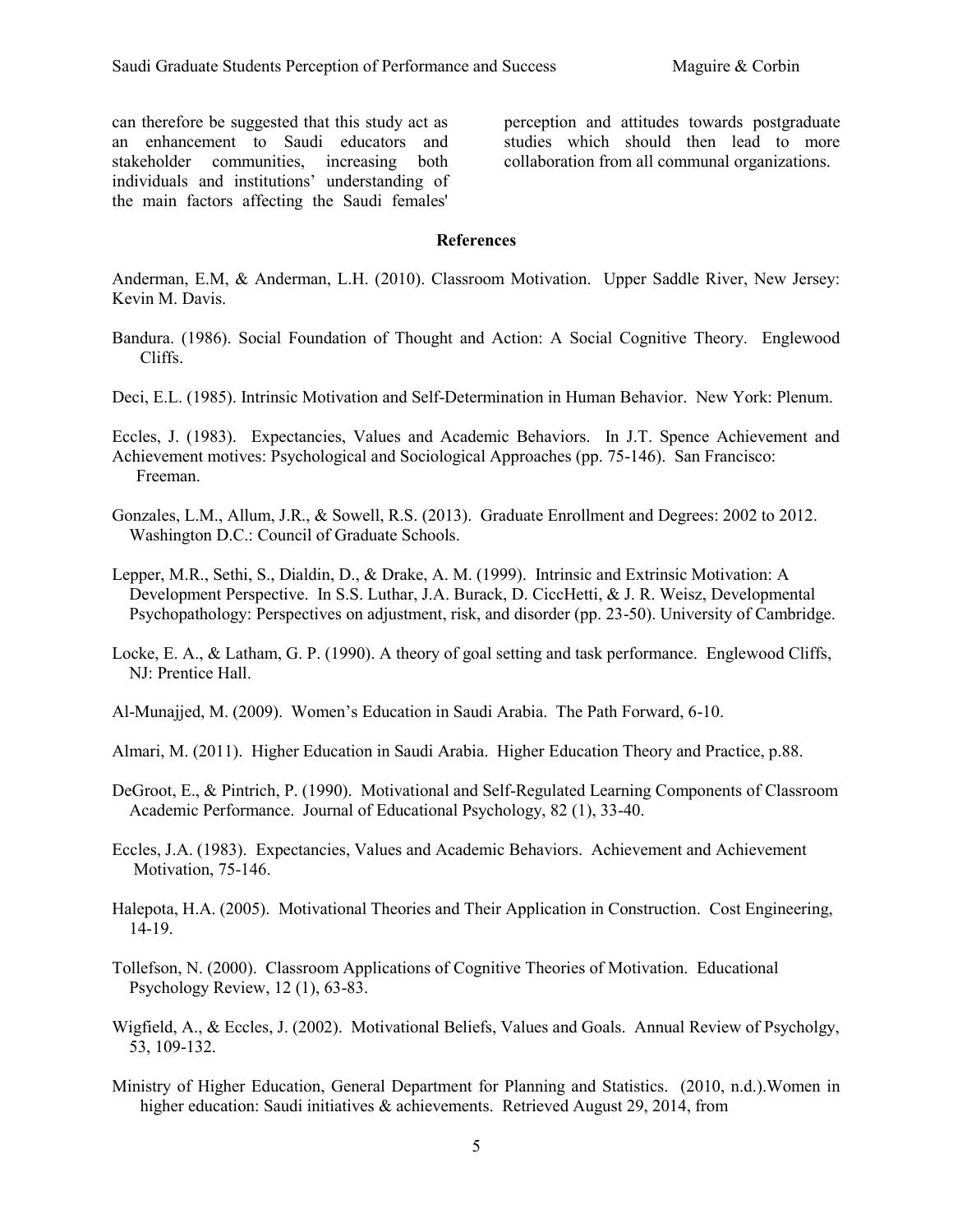can therefore be suggested that this study act as an enhancement to Saudi educators and stakeholder communities, increasing both individuals and institutions' understanding of the main factors affecting the Saudi females' perception and attitudes towards postgraduate studies which should then lead to more collaboration from all communal organizations.

## References

Anderman, E.M, & Anderman, L.H. (2010). Classroom Motivation. Upper Saddle River, New Jersey: Kevin M. Davis.

Bandura. (1986). Social Foundation of Thought and Action: A Social Cognitive Theory. Englewood Cliffs.

Deci, E.L. (1985). Intrinsic Motivation and Self-Determination in Human Behavior. New York: Plenum.

Eccles, J. (1983). Expectancies, Values and Academic Behaviors. In J.T. Spence Achievement and Achievement motives: Psychological and Sociological Approaches (pp. 75-146). San Francisco: Freeman.

Gonzales, L.M., Allum, J.R., & Sowell, R.S. (2013). Graduate Enrollment and Degrees: 2002 to 2012. Washington D.C.: Council of Graduate Schools.

Lepper, M.R., Sethi, S., Dialdin, D., & Drake, A. M. (1999). Intrinsic and Extrinsic Motivation: A Development Perspective. In S.S. Luthar, J.A. Burack, D. CiccHetti, & J. R. Weisz, Developmental Psychopathology: Perspectives on adjustment, risk, and disorder (pp. 23-50). University of Cambridge.

Locke, E. A., & Latham, G. P. (1990). A theory of goal setting and task performance. Englewood Cliffs, NJ: Prentice Hall.

Al-Munajjed, M. (2009). Women's Education in Saudi Arabia. The Path Forward, 6-10.

Almari, M. (2011). Higher Education in Saudi Arabia. Higher Education Theory and Practice, p.88.

DeGroot, E., & Pintrich, P. (1990). Motivational and Self-Regulated Learning Components of Classroom Academic Performance. Journal of Educational Psychology, 82 (1), 33-40.

Eccles, J.A. (1983). Expectancies, Values and Academic Behaviors. Achievement and Achievement Motivation, 75-146.

Halepota, H.A. (2005). Motivational Theories and Their Application in Construction. Cost Engineering, 14-19.

Tollefson, N. (2000). Classroom Applications of Cognitive Theories of Motivation. Educational Psychology Review, 12 (1), 63-83.

Wigfield, A., & Eccles, J. (2002). Motivational Beliefs, Values and Goals. Annual Review of Psycholgy, 53, 109-132.

Ministry of Higher Education, General Department for Planning and Statistics. (2010, n.d.).Women in higher education: Saudi initiatives & achievements. Retrieved August 29, 2014, from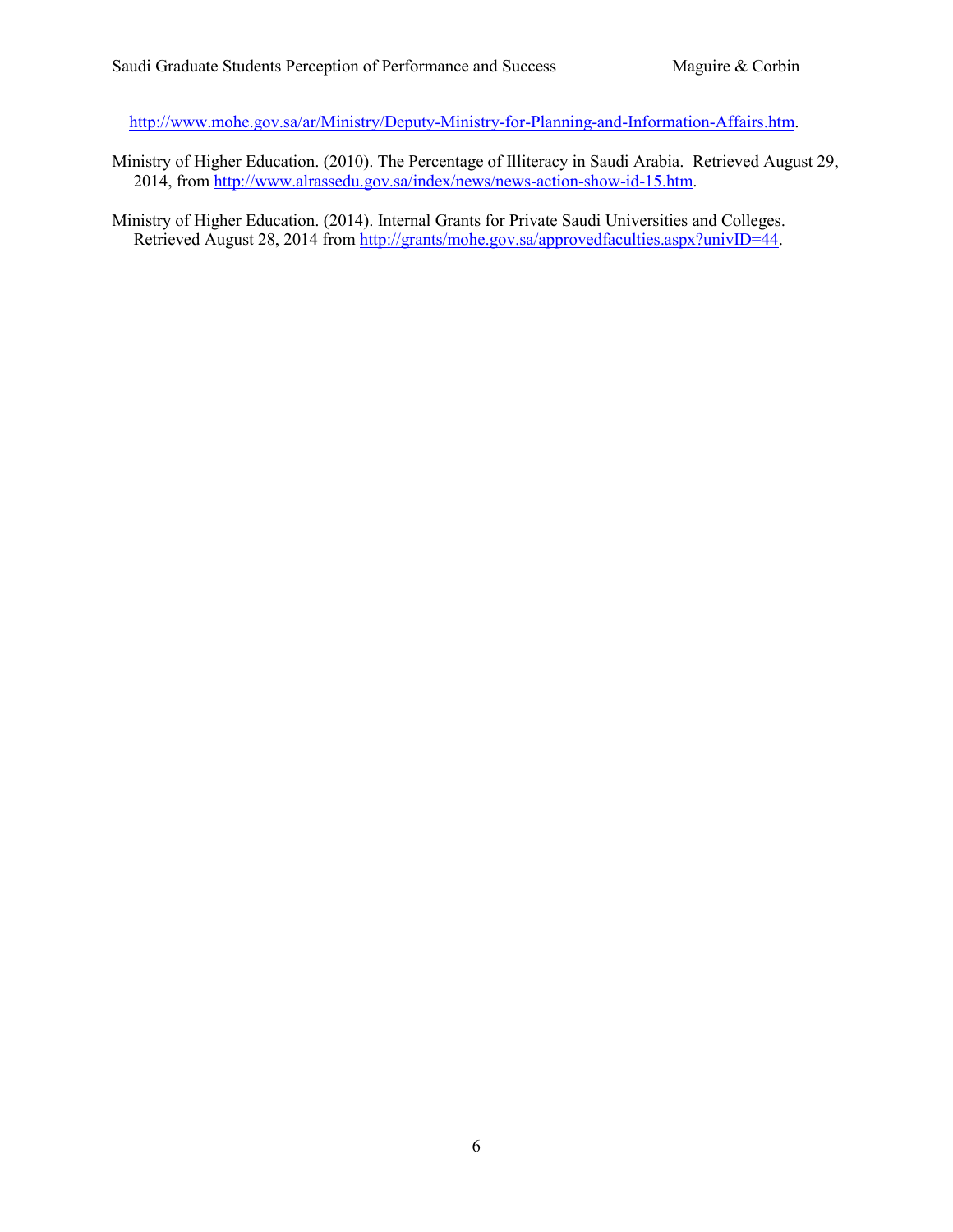http://www.mohe.gov.sa/ar/Ministry/Deputy-Ministry-for-Planning-and-Information-Affairs.htm.

Ministry of Higher Education. (2010). The Percentage of Illiteracy in Saudi Arabia. Retrieved August 29, 2014, from http://www.alrassedu.gov.sa/index/news/news-action-show-id-15.htm.

Ministry of Higher Education. (2014). Internal Grants for Private Saudi Universities and Colleges. Retrieved August 28, 2014 from http://grants/mohe.gov.sa/approvedfaculties.aspx?univID=44.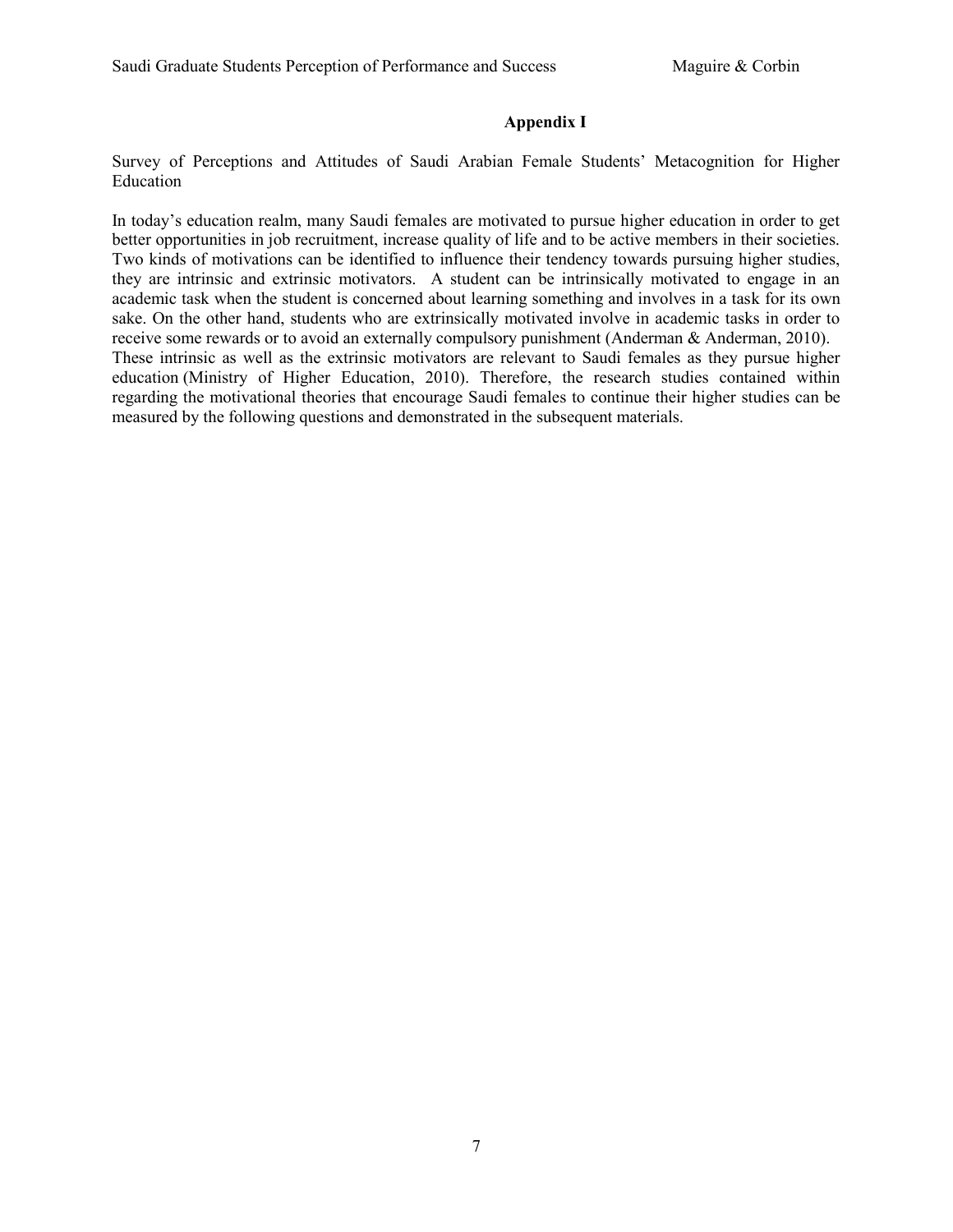## Appendix I

Survey of Perceptions and Attitudes of Saudi Arabian Female Students' Metacognition for Higher Education

In today's education realm, many Saudi females are motivated to pursue higher education in order to get better opportunities in job recruitment, increase quality of life and to be active members in their societies. Two kinds of motivations can be identified to influence their tendency towards pursuing higher studies, they are intrinsic and extrinsic motivators. A student can be intrinsically motivated to engage in an academic task when the student is concerned about learning something and involves in a task for its own sake. On the other hand, students who are extrinsically motivated involve in academic tasks in order to receive some rewards or to avoid an externally compulsory punishment (Anderman & Anderman, 2010). These intrinsic as well as the extrinsic motivators are relevant to Saudi females as they pursue higher education (Ministry of Higher Education, 2010). Therefore, the research studies contained within regarding the motivational theories that encourage Saudi females to continue their higher studies can be measured by the following questions and demonstrated in the subsequent materials.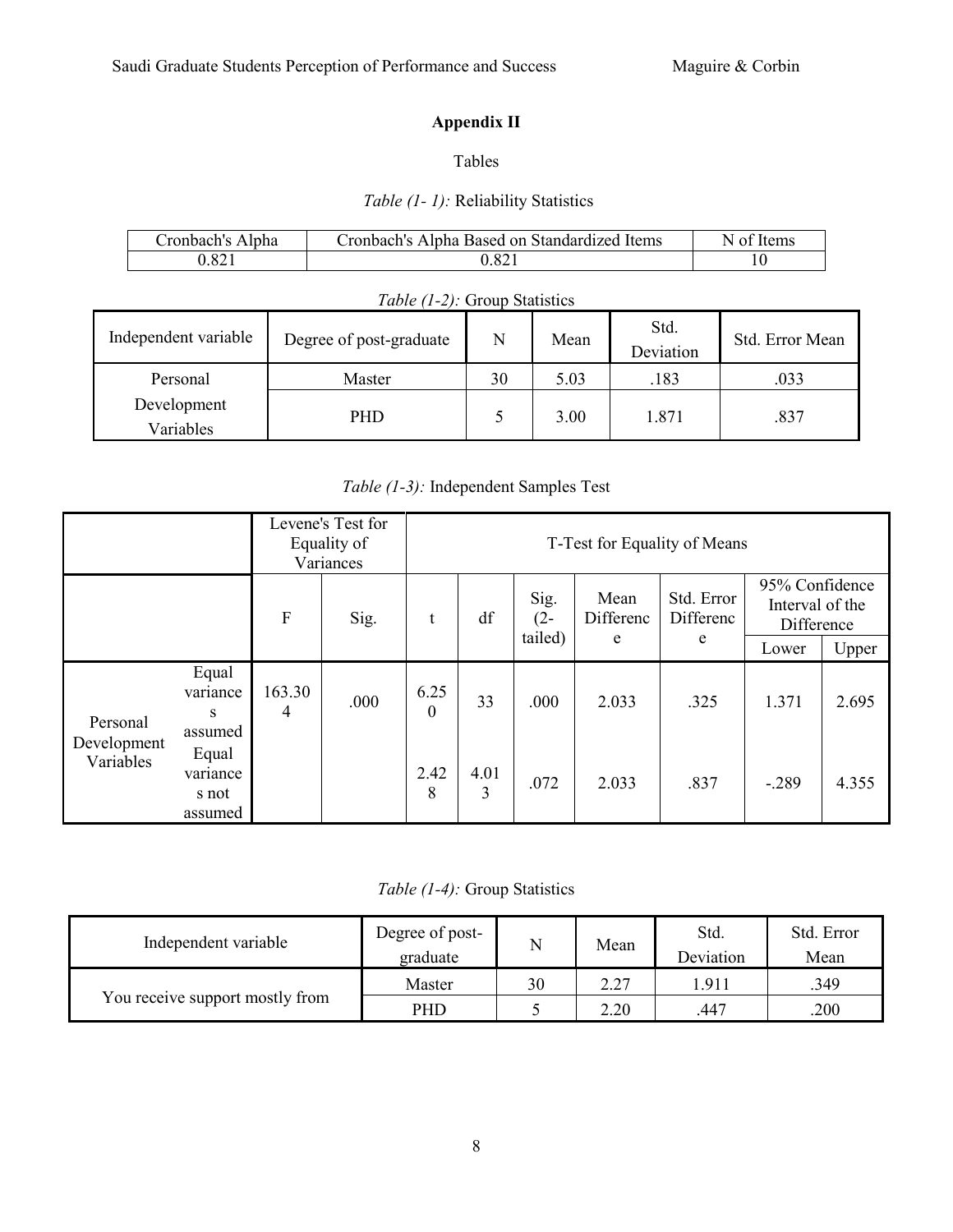## Appendix II

Tables

*Table (1- 1):* Reliability Statistics

| Cronbach's Alpha | Cronbach's Alpha Based on Standardized Items | N of Items |
|---|---|---|
| 0.821 | 0.821 | 10 |

*Table (1-2):* Group Statistics

| Independent variable | Degree of post-graduate | N | Mean | Std. Deviation | Std. Error Mean |
|---|---|---|---|---|---|
| Personal Development Variables | Master | 30 | 5.03 | .183 | .033 |
| | PHD | 5 | 3.00 | 1.871 | .837 |

*Table (1-3):* Independent Samples Test

| | | Levene's Test for Equality of Variances | | T-Test for Equality of Means | | | | | | |
|---|---|---|---|---|---|---|---|---|---|---|
| | | F | Sig. | t | df | Sig. (2-tailed) | Mean Difference | Std. Error Difference | 95% Confidence Interval of the Difference | |
| | | | | | | | | | Lower | Upper |
| Personal Development Variables | Equal variances assumed | 163.304 | .000 | 6.250 | 33 | .000 | 2.033 | .325 | 1.371 | 2.695 |
| | Equal variances not assumed | | | 2.428 | 4.013 | .072 | 2.033 | .837 | -.289 | 4.355 |

*Table (1-4):* Group Statistics

| Independent variable | Degree of post-graduate | N | Mean | Std. Deviation | Std. Error Mean |
|---|---|---|---|---|---|
| You receive support mostly from | Master | 30 | 2.27 | 1.911 | .349 |
| | PHD | 5 | 2.20 | .447 | .200 |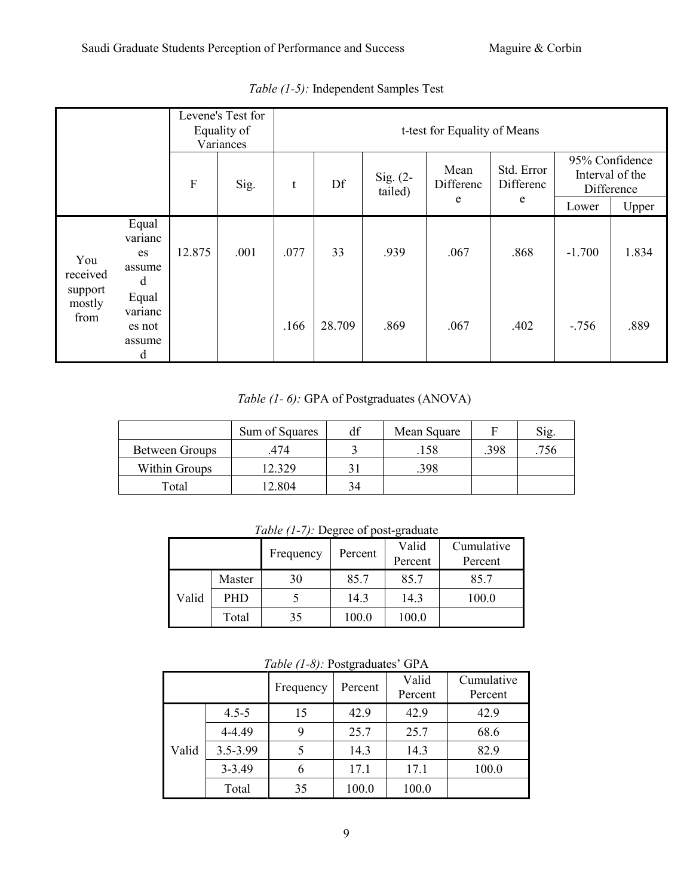*Table (1-5):* Independent Samples Test

| | | Levene's Test for Equality of Variances | | t-test for Equality of Means | | | | | | |
|---|---|---|---|---|---|---|---|---|---|---|
| | | F | Sig. | t | Df | Sig. (2-tailed) | Mean Difference | Std. Error Difference | 95% Confidence Interval of the Difference | |
| | | | | | | | | | Lower | Upper |
| You received support mostly from | Equal variances assumed | 12.875 | .001 | .077 | 33 | .939 | .067 | .868 | -1.700 | 1.834 |
| | Equal variances not assumed | | | .166 | 28.709 | .869 | .067 | .402 | -.756 | .889 |

*Table (1- 6):* GPA of Postgraduates (ANOVA)

| | Sum of Squares | df | Mean Square | F | Sig. |
|---|---|---|---|---|---|
| Between Groups | .474 | 3 | .158 | .398 | .756 |
| Within Groups | 12.329 | 31 | .398 | | |
| Total | 12.804 | 34 | | | |

*Table (1-7):* Degree of post-graduate

| | | Frequency | Percent | Valid Percent | Cumulative Percent |
|---|---|---|---|---|---|
| Valid | Master | 30 | 85.7 | 85.7 | 85.7 |
| | PHD | 5 | 14.3 | 14.3 | 100.0 |
| | Total | 35 | 100.0 | 100.0 | |

*Table (1-8):* Postgraduates' GPA

| | | Frequency | Percent | Valid Percent | Cumulative Percent |
|---|---|---|---|---|---|
| Valid | 4.5-5 | 15 | 42.9 | 42.9 | 42.9 |
| | 4-4.49 | 9 | 25.7 | 25.7 | 68.6 |
| | 3.5-3.99 | 5 | 14.3 | 14.3 | 82.9 |
| | 3-3.49 | 6 | 17.1 | 17.1 | 100.0 |
| | Total | 35 | 100.0 | 100.0 | |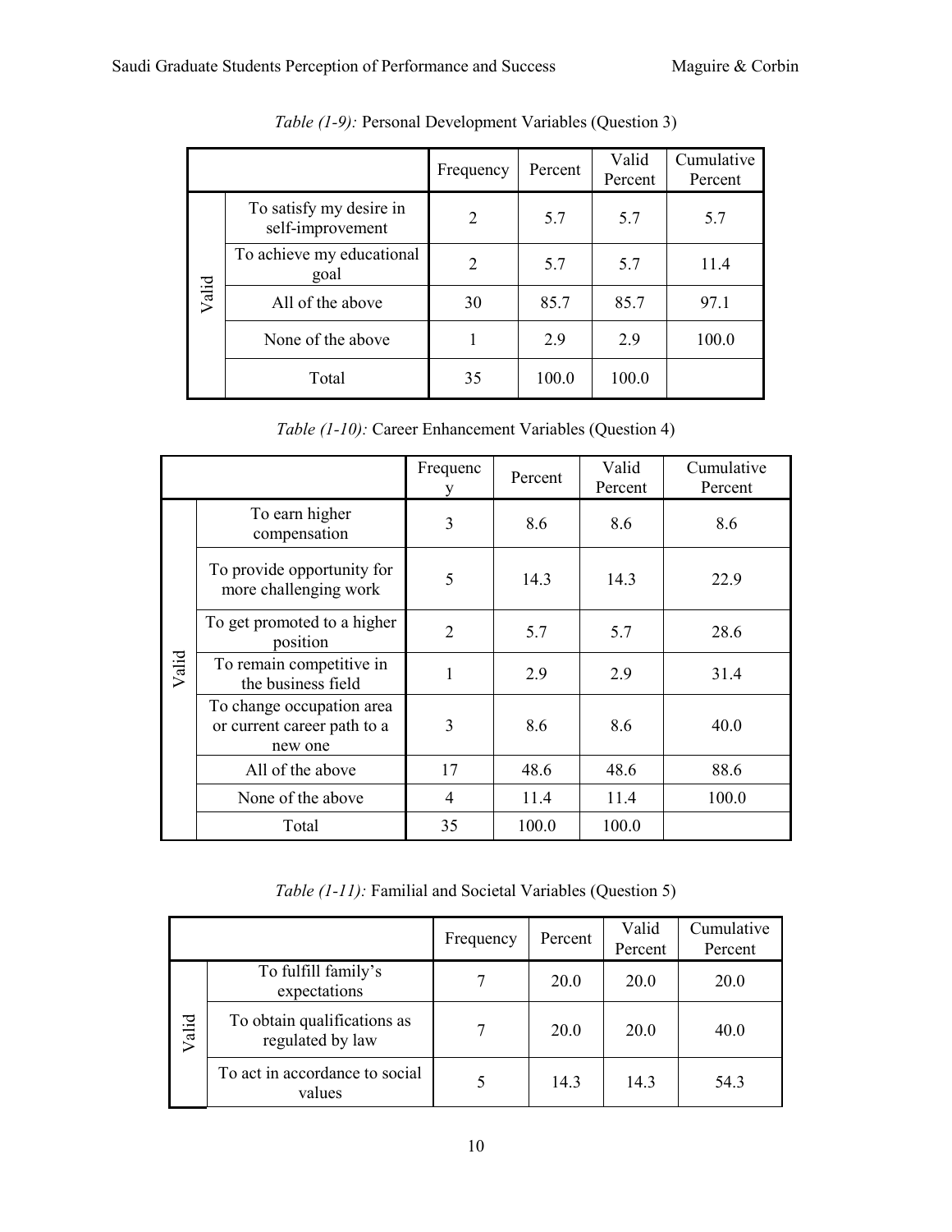*Table (1-9):* Personal Development Variables (Question 3)

| | | Frequency | Percent | Valid Percent | Cumulative Percent |
|---|---|---|---|---|---|
| Valid | To satisfy my desire in self-improvement | 2 | 5.7 | 5.7 | 5.7 |
| | To achieve my educational goal | 2 | 5.7 | 5.7 | 11.4 |
| | All of the above | 30 | 85.7 | 85.7 | 97.1 |
| | None of the above | 1 | 2.9 | 2.9 | 100.0 |
| | Total | 35 | 100.0 | 100.0 | |

*Table (1-10):* Career Enhancement Variables (Question 4)

| | | Frequency | Percent | Valid Percent | Cumulative Percent |
|---|---|---|---|---|---|
| Valid | To earn higher compensation | 3 | 8.6 | 8.6 | 8.6 |
| | To provide opportunity for more challenging work | 5 | 14.3 | 14.3 | 22.9 |
| | To get promoted to a higher position | 2 | 5.7 | 5.7 | 28.6 |
| | To remain competitive in the business field | 1 | 2.9 | 2.9 | 31.4 |
| | To change occupation area or current career path to a new one | 3 | 8.6 | 8.6 | 40.0 |
| | All of the above | 17 | 48.6 | 48.6 | 88.6 |
| | None of the above | 4 | 11.4 | 11.4 | 100.0 |
| | Total | 35 | 100.0 | 100.0 | |

*Table (1-11):* Familial and Societal Variables (Question 5)

| | | Frequency | Percent | Valid Percent | Cumulative Percent |
|---|---|---|---|---|---|
| Valid | To fulfill family's expectations | 7 | 20.0 | 20.0 | 20.0 |
| | To obtain qualifications as regulated by law | 7 | 20.0 | 20.0 | 40.0 |
| | To act in accordance to social values | 5 | 14.3 | 14.3 | 54.3 |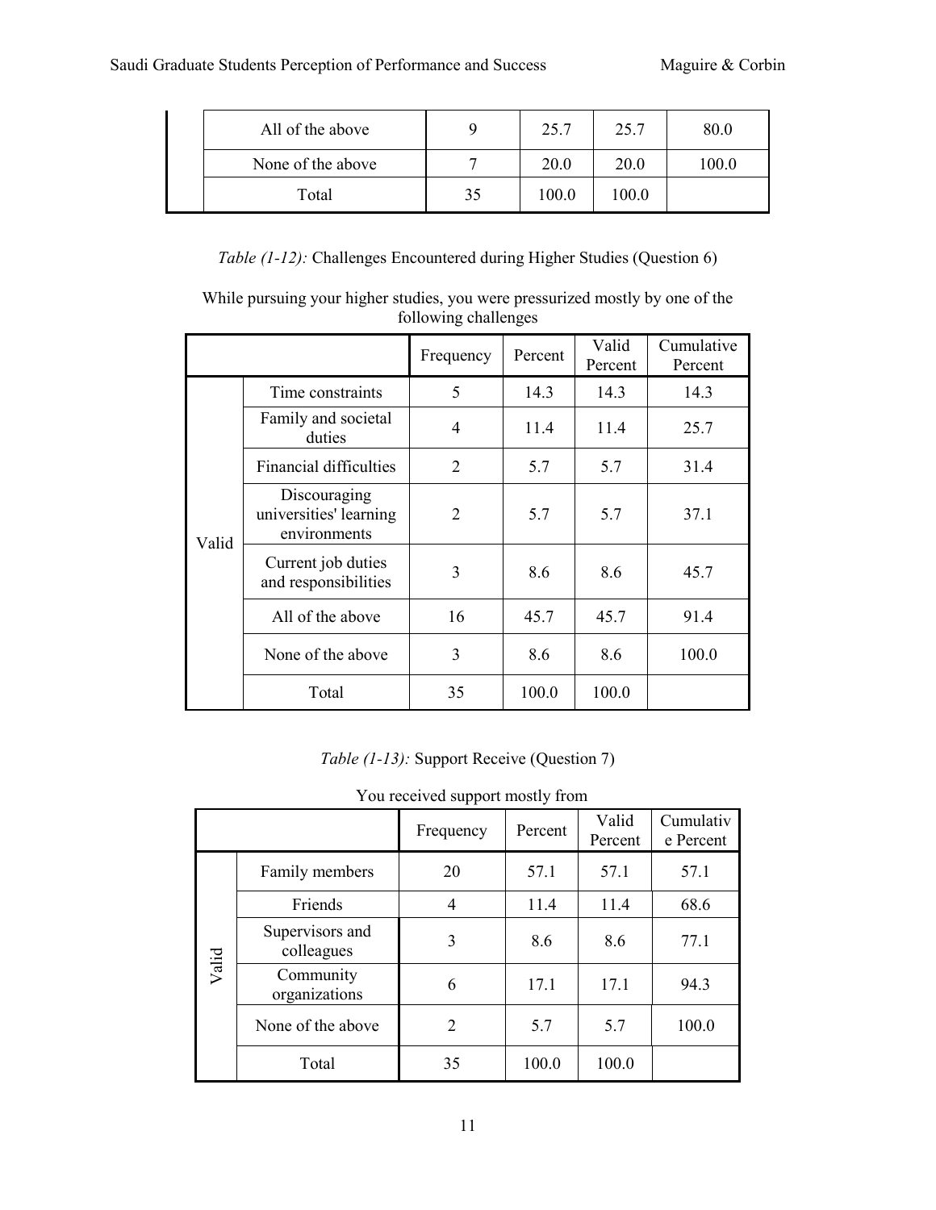| | | | | |
|---|---|---|---|---|
| All of the above | 9 | 25.7 | 25.7 | 80.0 |
| None of the above | 7 | 20.0 | 20.0 | 100.0 |
| Total | 35 | 100.0 | 100.0 | |

*Table (1-12):* Challenges Encountered during Higher Studies (Question 6)

While pursuing your higher studies, you were pressurized mostly by one of the following challenges

| | | Frequency | Percent | Valid Percent | Cumulative Percent |
|---|---|---|---|---|---|
| Valid | Time constraints | 5 | 14.3 | 14.3 | 14.3 |
| | Family and societal duties | 4 | 11.4 | 11.4 | 25.7 |
| | Financial difficulties | 2 | 5.7 | 5.7 | 31.4 |
| | Discouraging universities' learning environments | 2 | 5.7 | 5.7 | 37.1 |
| | Current job duties and responsibilities | 3 | 8.6 | 8.6 | 45.7 |
| | All of the above | 16 | 45.7 | 45.7 | 91.4 |
| | None of the above | 3 | 8.6 | 8.6 | 100.0 |
| | Total | 35 | 100.0 | 100.0 | |

*Table (1-13):* Support Receive (Question 7)

You received support mostly from

| | | Frequency | Percent | Valid Percent | Cumulative Percent |
|---|---|---|---|---|---|
| Valid | Family members | 20 | 57.1 | 57.1 | 57.1 |
| | Friends | 4 | 11.4 | 11.4 | 68.6 |
| | Supervisors and colleagues | 3 | 8.6 | 8.6 | 77.1 |
| | Community organizations | 6 | 17.1 | 17.1 | 94.3 |
| | None of the above | 2 | 5.7 | 5.7 | 100.0 |
| | Total | 35 | 100.0 | 100.0 | |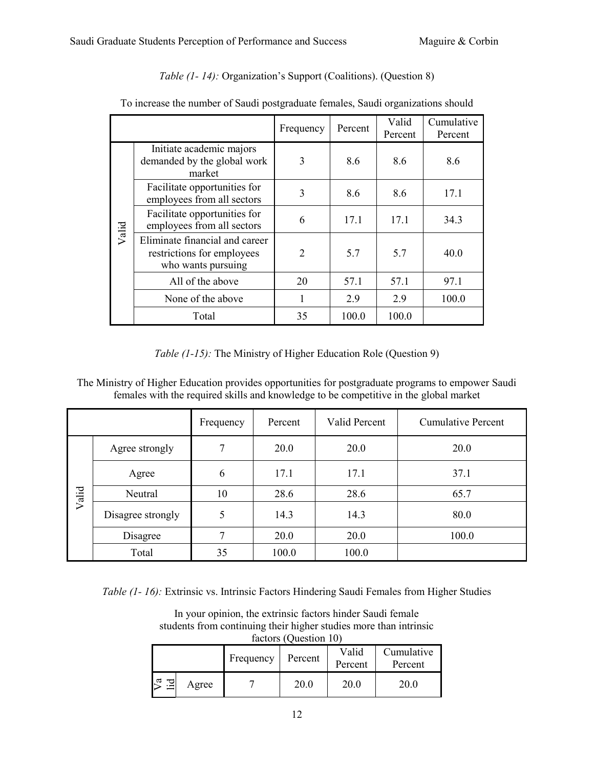*Table (1- 14):* Organization's Support (Coalitions). (Question 8)

To increase the number of Saudi postgraduate females, Saudi organizations should

| | | Frequency | Percent | Valid Percent | Cumulative Percent |
|---|---|---|---|---|---|
| Valid | Initiate academic majors demanded by the global work market | 3 | 8.6 | 8.6 | 8.6 |
| | Facilitate opportunities for employees from all sectors | 3 | 8.6 | 8.6 | 17.1 |
| | Facilitate opportunities for employees from all sectors | 6 | 17.1 | 17.1 | 34.3 |
| | Eliminate financial and career restrictions for employees who wants pursuing | 2 | 5.7 | 5.7 | 40.0 |
| | All of the above | 20 | 57.1 | 57.1 | 97.1 |
| | None of the above | 1 | 2.9 | 2.9 | 100.0 |
| | Total | 35 | 100.0 | 100.0 | |

*Table (1-15):* The Ministry of Higher Education Role (Question 9)

The Ministry of Higher Education provides opportunities for postgraduate programs to empower Saudi females with the required skills and knowledge to be competitive in the global market

| | | Frequency | Percent | Valid Percent | Cumulative Percent |
|---|---|---|---|---|---|
| Valid | Agree strongly | 7 | 20.0 | 20.0 | 20.0 |
| | Agree | 6 | 17.1 | 17.1 | 37.1 |
| | Neutral | 10 | 28.6 | 28.6 | 65.7 |
| | Disagree strongly | 5 | 14.3 | 14.3 | 80.0 |
| | Disagree | 7 | 20.0 | 20.0 | 100.0 |
| | Total | 35 | 100.0 | 100.0 | |

*Table (1- 16):* Extrinsic vs. Intrinsic Factors Hindering Saudi Females from Higher Studies

In your opinion, the extrinsic factors hinder Saudi female students from continuing their higher studies more than intrinsic factors (Question 10)

| | | Frequency | Percent | Valid Percent | Cumulative Percent |
|---|---|---|---|---|---|
| Valid | Agree | 7 | 20.0 | 20.0 | 20.0 |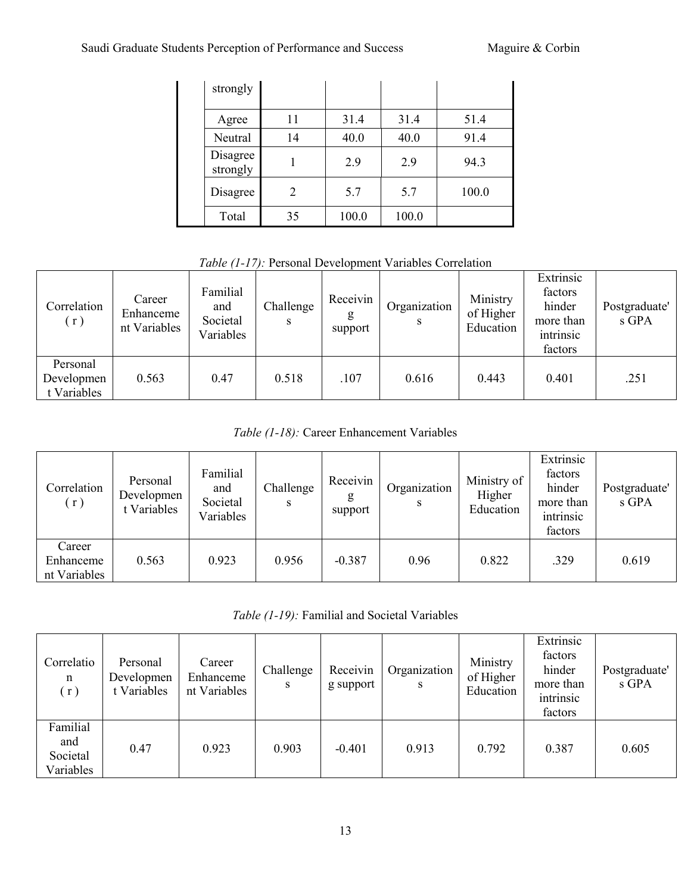|  | strongly |  |  |  |  |
|---|---|---|---|---|---|
|  | Agree | 11 | 31.4 | 31.4 | 51.4 |
|  | Neutral | 14 | 40.0 | 40.0 | 91.4 |
|  | Disagree strongly | 1 | 2.9 | 2.9 | 94.3 |
|  | Disagree | 2 | 5.7 | 5.7 | 100.0 |
|  | Total | 35 | 100.0 | 100.0 |  |

*Table (1-17):* Personal Development Variables Correlation

| Correlation ( r ) | Career Enhancement Variables | Familial and Societal Variables | Challenges | Receiving support | Organizations | Ministry of Higher Education | Extrinsic factors hinder more than intrinsic factors | Postgraduate's GPA |
|---|---|---|---|---|---|---|---|---|
| Personal Development Variables | 0.563 | 0.47 | 0.518 | .107 | 0.616 | 0.443 | 0.401 | .251 |

*Table (1-18):* Career Enhancement Variables

| Correlation ( r ) | Personal Development Variables | Familial and Societal Variables | Challenges | Receiving support | Organizations | Ministry of Higher Education | Extrinsic factors hinder more than intrinsic factors | Postgraduate's GPA |
|---|---|---|---|---|---|---|---|---|
| Career Enhancement Variables | 0.563 | 0.923 | 0.956 | -0.387 | 0.96 | 0.822 | .329 | 0.619 |

*Table (1-19):* Familial and Societal Variables

| Correlation ( r ) | Personal Development Variables | Career Enhancement Variables | Challenges | Receiving support | Organizations | Ministry of Higher Education | Extrinsic factors hinder more than intrinsic factors | Postgraduate's GPA |
|---|---|---|---|---|---|---|---|---|
| Familial and Societal Variables | 0.47 | 0.923 | 0.903 | -0.401 | 0.913 | 0.792 | 0.387 | 0.605 |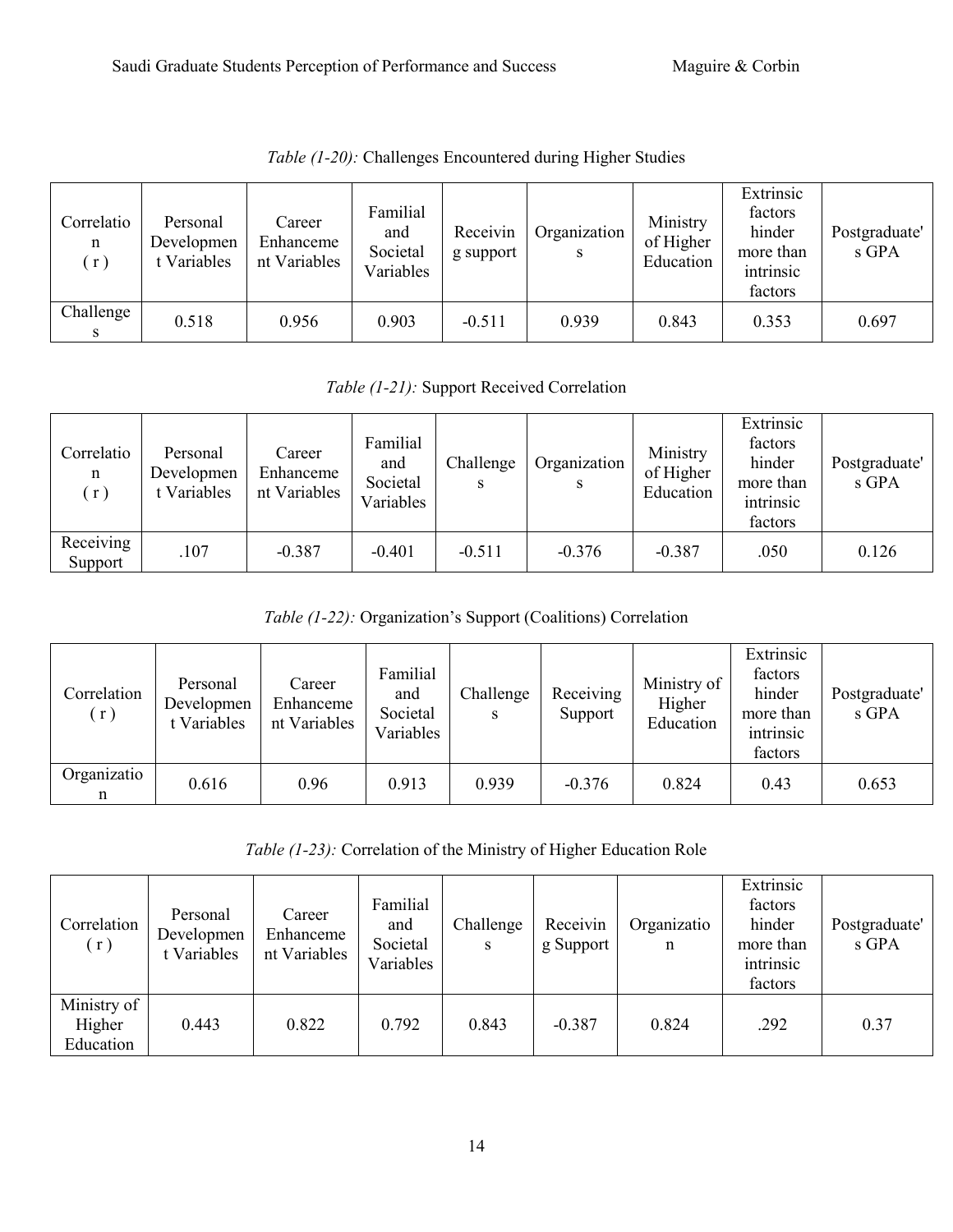*Table (1-20):* Challenges Encountered during Higher Studies

| Correlation ( r ) | Personal Development Variables | Career Enhancement Variables | Familial and Societal Variables | Receiving support | Organizations | Ministry of Higher Education | Extrinsic factors hinder more than intrinsic factors | Postgraduate's GPA |
|---|---|---|---|---|---|---|---|---|
| Challenges | 0.518 | 0.956 | 0.903 | -0.511 | 0.939 | 0.843 | 0.353 | 0.697 |

*Table (1-21):* Support Received Correlation

| Correlation ( r ) | Personal Development Variables | Career Enhancement Variables | Familial and Societal Variables | Challenges | Organizations | Ministry of Higher Education | Extrinsic factors hinder more than intrinsic factors | Postgraduate's GPA |
|---|---|---|---|---|---|---|---|---|
| Receiving Support | .107 | -0.387 | -0.401 | -0.511 | -0.376 | -0.387 | .050 | 0.126 |

*Table (1-22):* Organization's Support (Coalitions) Correlation

| Correlation ( r ) | Personal Development Variables | Career Enhancement Variables | Familial and Societal Variables | Challenges | Receiving Support | Ministry of Higher Education | Extrinsic factors hinder more than intrinsic factors | Postgraduate's GPA |
|---|---|---|---|---|---|---|---|---|
| Organization | 0.616 | 0.96 | 0.913 | 0.939 | -0.376 | 0.824 | 0.43 | 0.653 |

*Table (1-23):* Correlation of the Ministry of Higher Education Role

| Correlation ( r ) | Personal Development Variables | Career Enhancement Variables | Familial and Societal Variables | Challenges | Receiving Support | Organization | Extrinsic factors hinder more than intrinsic factors | Postgraduate's GPA |
|---|---|---|---|---|---|---|---|---|
| Ministry of Higher Education | 0.443 | 0.822 | 0.792 | 0.843 | -0.387 | 0.824 | .292 | 0.37 |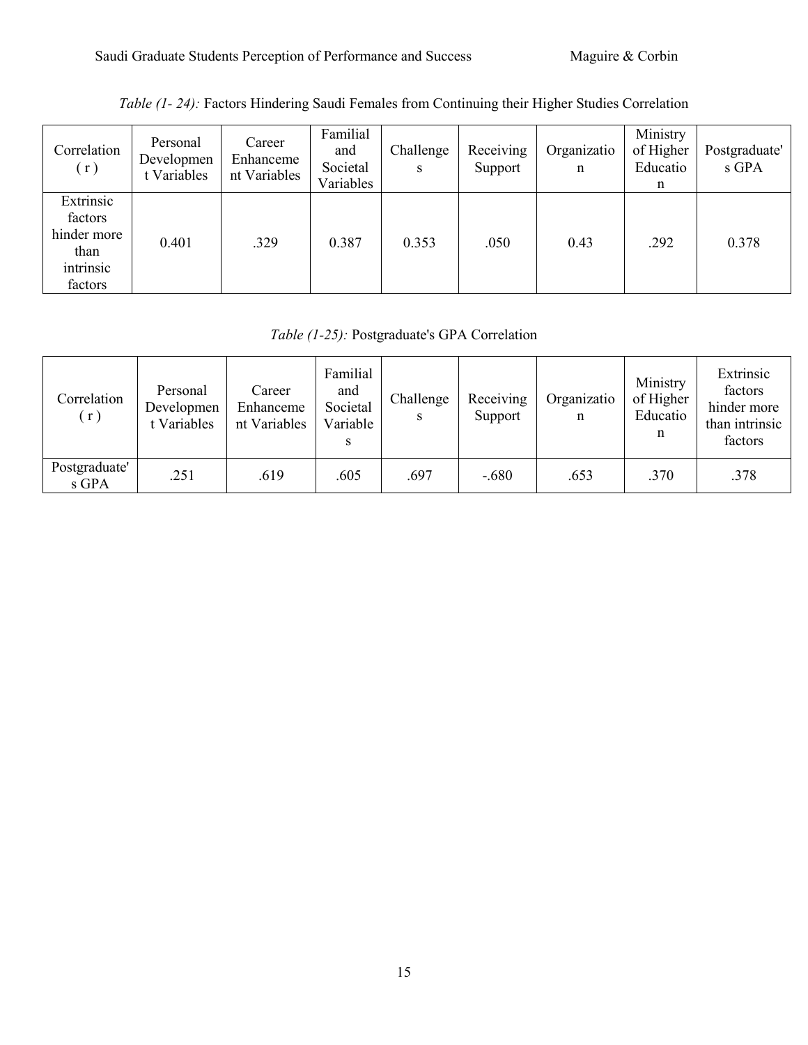*Table (1- 24):* Factors Hindering Saudi Females from Continuing their Higher Studies Correlation

| Correlation ( r ) | Personal Development Variables | Career Enhancement Variables | Familial and Societal Variables | Challenges | Receiving Support | Organization | Ministry of Higher Education | Postgraduate's GPA |
|---|---|---|---|---|---|---|---|---|
| Extrinsic factors hinder more than intrinsic factors | 0.401 | .329 | 0.387 | 0.353 | .050 | 0.43 | .292 | 0.378 |

*Table (1-25):* Postgraduate's GPA Correlation

| Correlation ( r ) | Personal Development Variables | Career Enhancement Variables | Familial and Societal Variables | Challenges | Receiving Support | Organization | Ministry of Higher Education | Extrinsic factors hinder more than intrinsic factors |
|---|---|---|---|---|---|---|---|---|
| Postgraduate's GPA | .251 | .619 | .605 | .697 | -.680 | .653 | .370 | .378 |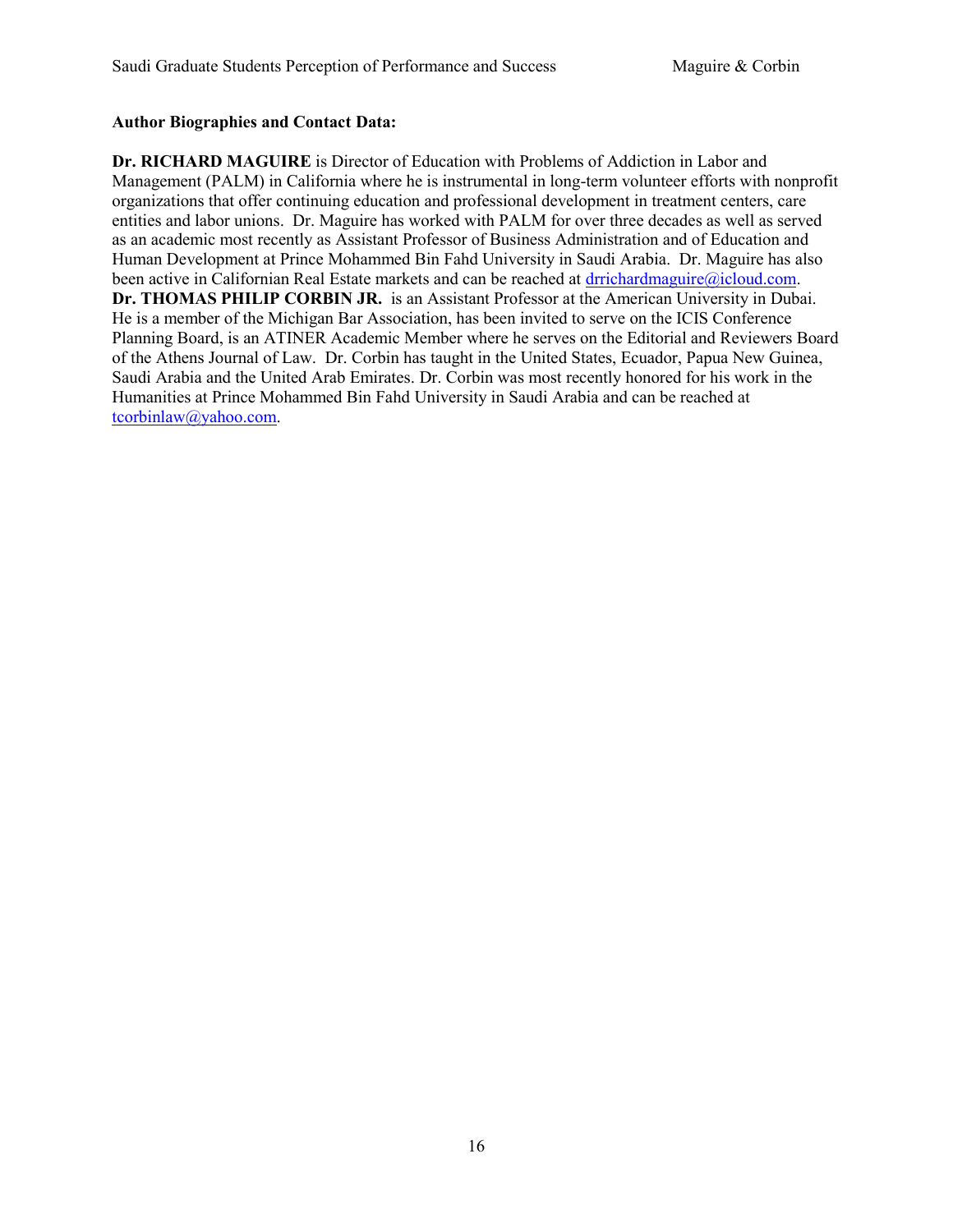**Author Biographies and Contact Data:**

**Dr. RICHARD MAGUIRE** is Director of Education with Problems of Addiction in Labor and Management (PALM) in California where he is instrumental in long-term volunteer efforts with nonprofit organizations that offer continuing education and professional development in treatment centers, care entities and labor unions. Dr. Maguire has worked with PALM for over three decades as well as served as an academic most recently as Assistant Professor of Business Administration and of Education and Human Development at Prince Mohammed Bin Fahd University in Saudi Arabia. Dr. Maguire has also been active in Californian Real Estate markets and can be reached at drrichardmaguire@icloud.com.

**Dr. THOMAS PHILIP CORBIN JR.** is an Assistant Professor at the American University in Dubai. He is a member of the Michigan Bar Association, has been invited to serve on the ICIS Conference Planning Board, is an ATINER Academic Member where he serves on the Editorial and Reviewers Board of the Athens Journal of Law. Dr. Corbin has taught in the United States, Ecuador, Papua New Guinea, Saudi Arabia and the United Arab Emirates. Dr. Corbin was most recently honored for his work in the Humanities at Prince Mohammed Bin Fahd University in Saudi Arabia and can be reached at tcorbinlaw@yahoo.com.